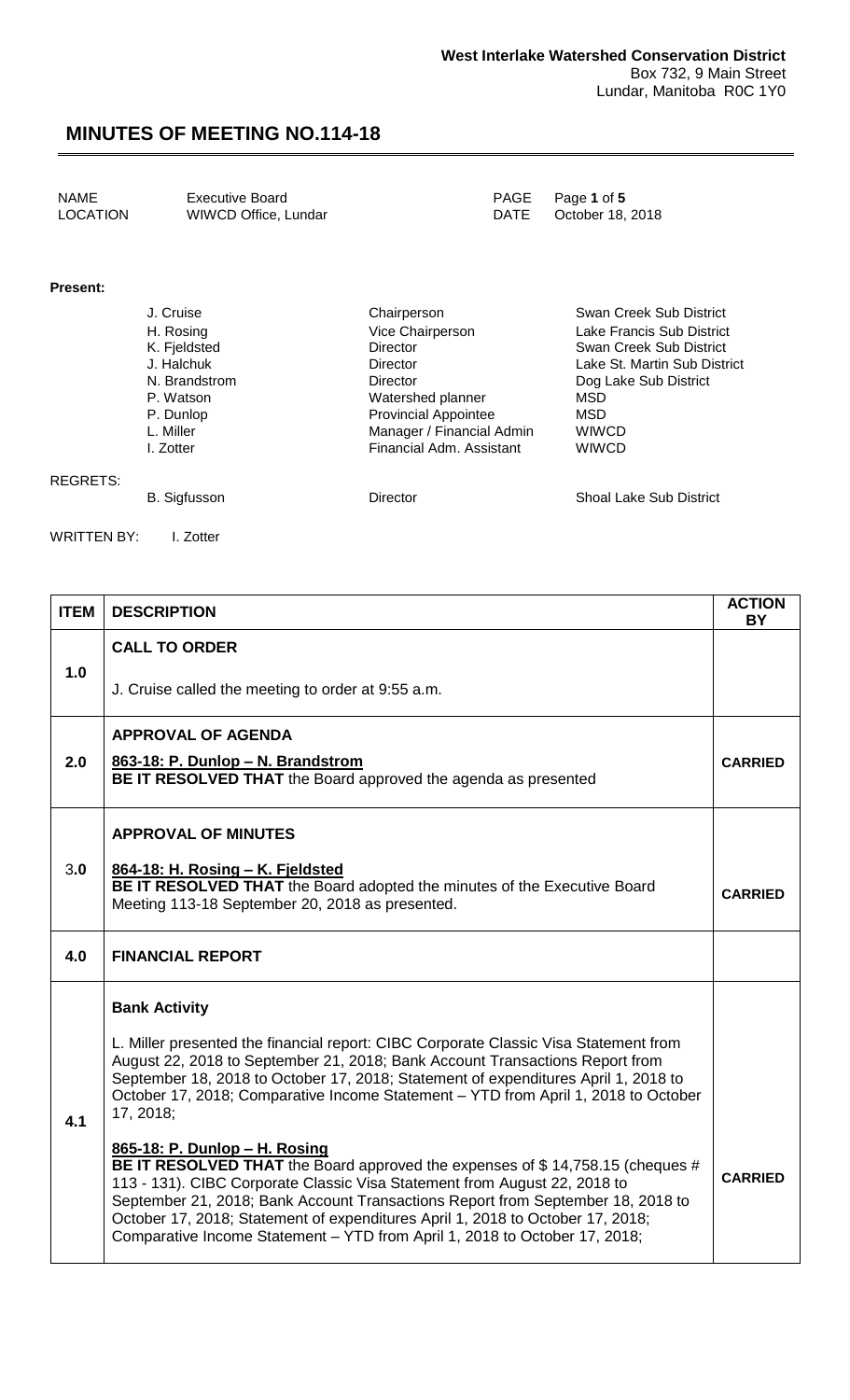**West Interlake Watershed Conservation District**
Box 732, 9 Main Street
Lundar, Manitoba R0C 1Y0

# MINUTES OF MEETING NO.114-18

| | | | |
|---|---|---|---|
| NAME | Executive Board | PAGE | Page **1** of **5** |
| LOCATION | WIWCD Office, Lundar | DATE | October 18, 2018 |

**Present:**

| Name | Position | Affiliation |
|---|---|---|
| J. Cruise | Chairperson | Swan Creek Sub District |
| H. Rosing | Vice Chairperson | Lake Francis Sub District |
| K. Fjeldsted | Director | Swan Creek Sub District |
| J. Halchuk | Director | Lake St. Martin Sub District |
| N. Brandstrom | Director | Dog Lake Sub District |
| P. Watson | Watershed planner | MSD |
| P. Dunlop | Provincial Appointee | MSD |
| L. Miller | Manager / Financial Admin | WIWCD |
| I. Zotter | Financial Adm. Assistant | WIWCD |

REGRETS:

| Name | Position | Affiliation |
|---|---|---|
| B. Sigfusson | Director | Shoal Lake Sub District |

WRITTEN BY: I. Zotter

| ITEM | DESCRIPTION | ACTION BY |
|---|---|---|
| 1.0 | **CALL TO ORDER**<br><br>J. Cruise called the meeting to order at 9:55 a.m. | |
| 2.0 | **APPROVAL OF AGENDA**<br><br>**863-18: P. Dunlop – N. Brandstrom**<br>**BE IT RESOLVED THAT** the Board approved the agenda as presented | **CARRIED** |
| 3.0 | **APPROVAL OF MINUTES**<br><br>**864-18: H. Rosing – K. Fjeldsted**<br>**BE IT RESOLVED THAT** the Board adopted the minutes of the Executive Board Meeting 113-18 September 20, 2018 as presented. | **CARRIED** |
| 4.0 | **FINANCIAL REPORT** | |
| 4.1 | **Bank Activity**<br><br>L. Miller presented the financial report: CIBC Corporate Classic Visa Statement from August 22, 2018 to September 21, 2018; Bank Account Transactions Report from September 18, 2018 to October 17, 2018; Statement of expenditures April 1, 2018 to October 17, 2018; Comparative Income Statement – YTD from April 1, 2018 to October 17, 2018;<br><br>**865-18: P. Dunlop – H. Rosing**<br>**BE IT RESOLVED THAT** the Board approved the expenses of $ 14,758.15 (cheques # 113 - 131). CIBC Corporate Classic Visa Statement from August 22, 2018 to September 21, 2018; Bank Account Transactions Report from September 18, 2018 to October 17, 2018; Statement of expenditures April 1, 2018 to October 17, 2018; Comparative Income Statement – YTD from April 1, 2018 to October 17, 2018; | **CARRIED** |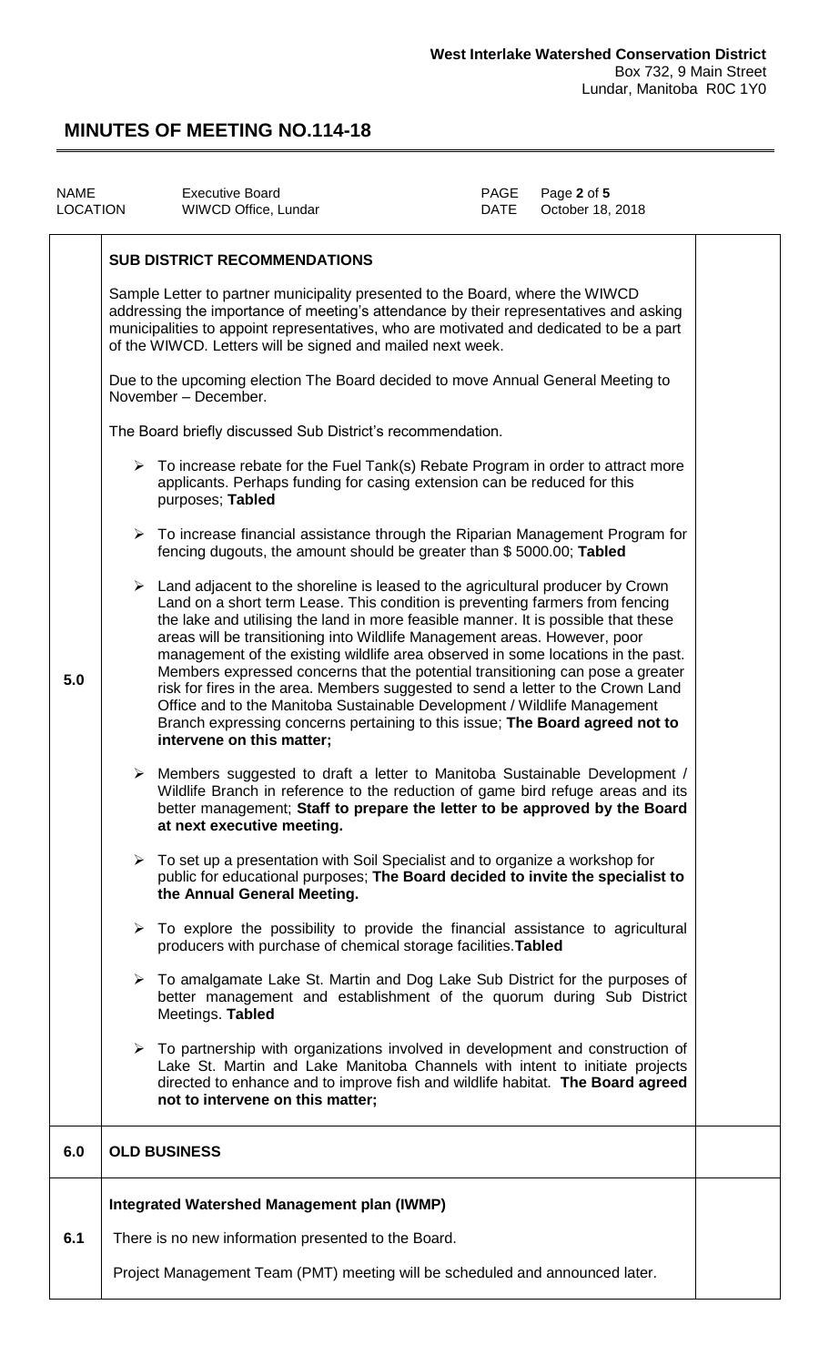**West Interlake Watershed Conservation District**
Box 732, 9 Main Street
Lundar, Manitoba R0C 1Y0

# MINUTES OF MEETING NO.114-18

| | | | |
|---|---|---|---|
| NAME | Executive Board | DATE | October 18, 2018 |
| LOCATION | WIWCD Office, Lundar | | |

## 5.0 SUB DISTRICT RECOMMENDATIONS

Sample Letter to partner municipality presented to the Board, where the WIWCD addressing the importance of meeting's attendance by their representatives and asking municipalities to appoint representatives, who are motivated and dedicated to be a part of the WIWCD. Letters will be signed and mailed next week.

Due to the upcoming election The Board decided to move Annual General Meeting to November – December.

The Board briefly discussed Sub District's recommendation.

- To increase rebate for the Fuel Tank(s) Rebate Program in order to attract more applicants. Perhaps funding for casing extension can be reduced for this purposes; **Tabled**
- To increase financial assistance through the Riparian Management Program for fencing dugouts, the amount should be greater than $ 5000.00; **Tabled**
- Land adjacent to the shoreline is leased to the agricultural producer by Crown Land on a short term Lease. This condition is preventing farmers from fencing the lake and utilising the land in more feasible manner. It is possible that these areas will be transitioning into Wildlife Management areas. However, poor management of the existing wildlife area observed in some locations in the past. Members expressed concerns that the potential transitioning can pose a greater risk for fires in the area. Members suggested to send a letter to the Crown Land Office and to the Manitoba Sustainable Development / Wildlife Management Branch expressing concerns pertaining to this issue; **The Board agreed not to intervene on this matter;**
- Members suggested to draft a letter to Manitoba Sustainable Development / Wildlife Branch in reference to the reduction of game bird refuge areas and its better management; **Staff to prepare the letter to be approved by the Board at next executive meeting.**
- To set up a presentation with Soil Specialist and to organize a workshop for public for educational purposes; **The Board decided to invite the specialist to the Annual General Meeting.**
- To explore the possibility to provide the financial assistance to agricultural producers with purchase of chemical storage facilities. **Tabled**
- To amalgamate Lake St. Martin and Dog Lake Sub District for the purposes of better management and establishment of the quorum during Sub District Meetings. **Tabled**
- To partnership with organizations involved in development and construction of Lake St. Martin and Lake Manitoba Channels with intent to initiate projects directed to enhance and to improve fish and wildlife habitat. **The Board agreed not to intervene on this matter;**

## 6.0 OLD BUSINESS

### 6.1 Integrated Watershed Management plan (IWMP)

There is no new information presented to the Board.

Project Management Team (PMT) meeting will be scheduled and announced later.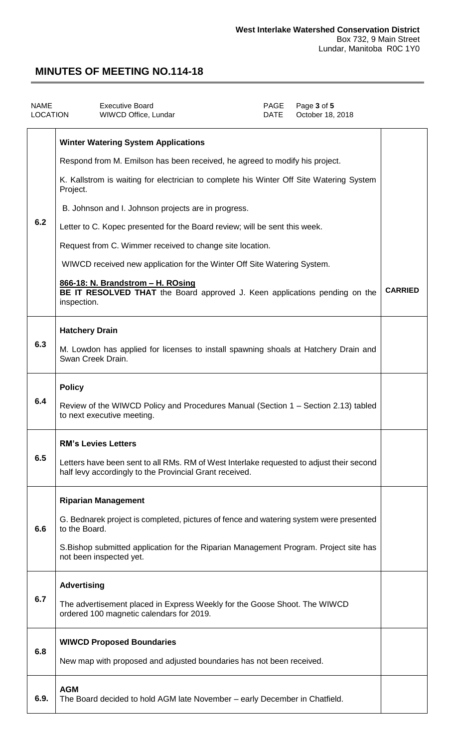**West Interlake Watershed Conservation District**
Box 732, 9 Main Street
Lundar, Manitoba R0C 1Y0

# MINUTES OF MEETING NO.114-18

| NAME | Executive Board | PAGE | Page **3** of **5** |
|---|---|---|---|
| LOCATION | WIWCD Office, Lundar | DATE | October 18, 2018 |

| | | |
|---|---|---|
| 6.2 | **Winter Watering System Applications**<br><br>Respond from M. Emilson has been received, he agreed to modify his project.<br><br>K. Kallstrom is waiting for electrician to complete his Winter Off Site Watering System Project.<br><br>B. Johnson and I. Johnson projects are in progress.<br><br>Letter to C. Kopec presented for the Board review; will be sent this week.<br><br>Request from C. Wimmer received to change site location.<br><br>WIWCD received new application for the Winter Off Site Watering System.<br><br>**866-18: N. Brandstrom – H. ROsing**<br>**BE IT RESOLVED THAT** the Board approved J. Keen applications pending on the inspection. | **CARRIED** |
| 6.3 | **Hatchery Drain**<br><br>M. Lowdon has applied for licenses to install spawning shoals at Hatchery Drain and Swan Creek Drain. | |
| 6.4 | **Policy**<br><br>Review of the WIWCD Policy and Procedures Manual (Section 1 – Section 2.13) tabled to next executive meeting. | |
| 6.5 | **RM's Levies Letters**<br><br>Letters have been sent to all RMs. RM of West Interlake requested to adjust their second half levy accordingly to the Provincial Grant received. | |
| 6.6 | **Riparian Management**<br><br>G. Bednarek project is completed, pictures of fence and watering system were presented to the Board.<br><br>S.Bishop submitted application for the Riparian Management Program. Project site has not been inspected yet. | |
| 6.7 | **Advertising**<br><br>The advertisement placed in Express Weekly for the Goose Shoot. The WIWCD ordered 100 magnetic calendars for 2019. | |
| 6.8 | **WIWCD Proposed Boundaries**<br><br>New map with proposed and adjusted boundaries has not been received. | |
| 6.9. | **AGM**<br>The Board decided to hold AGM late November – early December in Chatfield. | |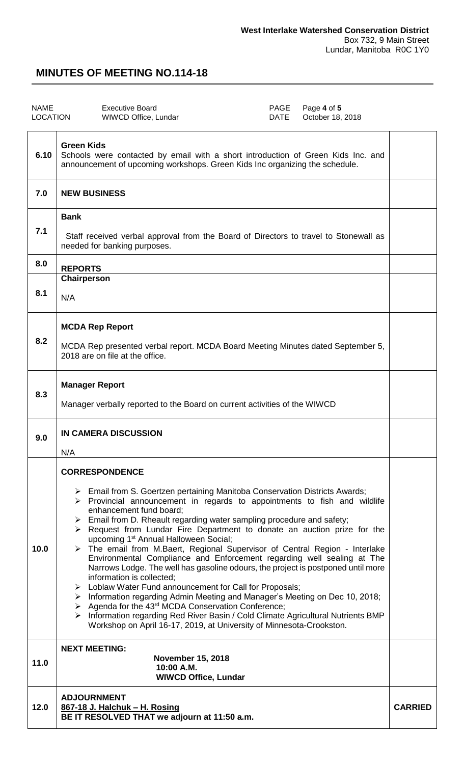**West Interlake Watershed Conservation District**
Box 732, 9 Main Street
Lundar, Manitoba R0C 1Y0

# MINUTES OF MEETING NO.114-18

| NAME | Executive Board | PAGE | Page **4** of **5** |
|---|---|---|---|
| LOCATION | WIWCD Office, Lundar | DATE | October 18, 2018 |

| | | |
|---|---|---|
| 6.10 | **Green Kids**<br>Schools were contacted by email with a short introduction of Green Kids Inc. and announcement of upcoming workshops. Green Kids Inc organizing the schedule. | |
| 7.0 | **NEW BUSINESS** | |
| 7.1 | **Bank**<br>Staff received verbal approval from the Board of Directors to travel to Stonewall as needed for banking purposes. | |
| 8.0 | **REPORTS** | |
| 8.1 | **Chairperson**<br>N/A | |
| 8.2 | **MCDA Rep Report**<br>MCDA Rep presented verbal report. MCDA Board Meeting Minutes dated September 5, 2018 are on file at the office. | |
| 8.3 | **Manager Report**<br>Manager verbally reported to the Board on current activities of the WIWCD | |
| 9.0 | **IN CAMERA DISCUSSION**<br>N/A | |
| 10.0 | **CORRESPONDENCE**<br>➢ Email from S. Goertzen pertaining Manitoba Conservation Districts Awards;<br>➢ Provincial announcement in regards to appointments to fish and wildlife enhancement fund board;<br>➢ Email from D. Rheault regarding water sampling procedure and safety;<br>➢ Request from Lundar Fire Department to donate an auction prize for the upcoming 1st Annual Halloween Social;<br>➢ The email from M.Baert, Regional Supervisor of Central Region - Interlake Environmental Compliance and Enforcement regarding well sealing at The Narrows Lodge. The well has gasoline odours, the project is postponed until more information is collected;<br>➢ Loblaw Water Fund announcement for Call for Proposals;<br>➢ Information regarding Admin Meeting and Manager's Meeting on Dec 10, 2018;<br>➢ Agenda for the 43rd MCDA Conservation Conference;<br>➢ Information regarding Red River Basin / Cold Climate Agricultural Nutrients BMP Workshop on April 16-17, 2019, at University of Minnesota-Crookston. | |
| 11.0 | **NEXT MEETING:**<br>**November 15, 2018**<br>**10:00 A.M.**<br>**WIWCD Office, Lundar** | |
| 12.0 | **ADJOURNMENT**<br>**867-18 J. Halchuk – H. Rosing**<br>**BE IT RESOLVED THAT we adjourn at 11:50 a.m.** | **CARRIED** |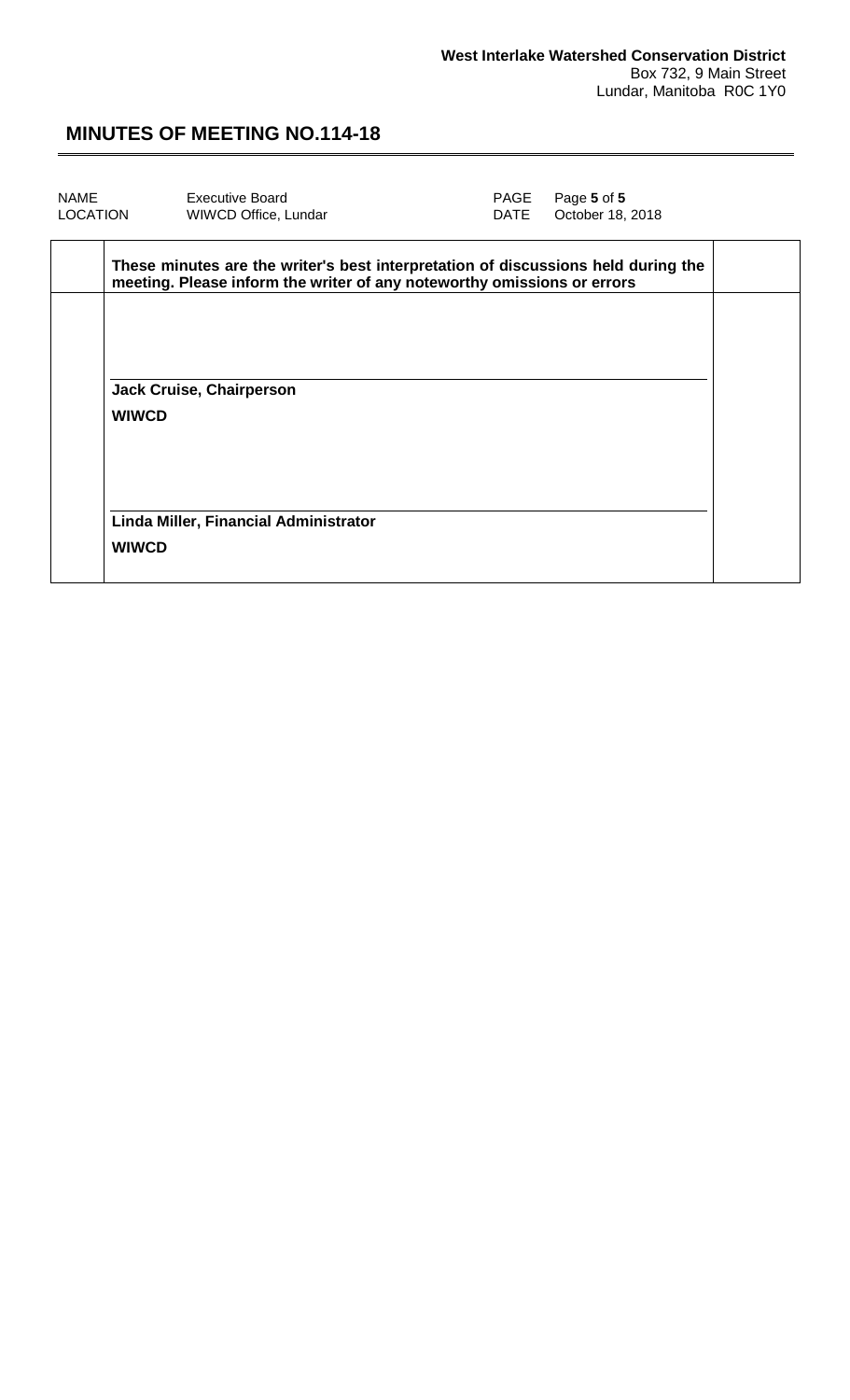**West Interlake Watershed Conservation District**
Box 732, 9 Main Street
Lundar, Manitoba R0C 1Y0

## MINUTES OF MEETING NO.114-18

| | | | |
|---|---|---|---|
| NAME | Executive Board | PAGE | Page **5** of **5** |
| LOCATION | WIWCD Office, Lundar | DATE | October 18, 2018 |

**These minutes are the writer's best interpretation of discussions held during the meeting. Please inform the writer of any noteworthy omissions or errors**

**Jack Cruise, Chairperson**

**WIWCD**

**Linda Miller, Financial Administrator**

**WIWCD**